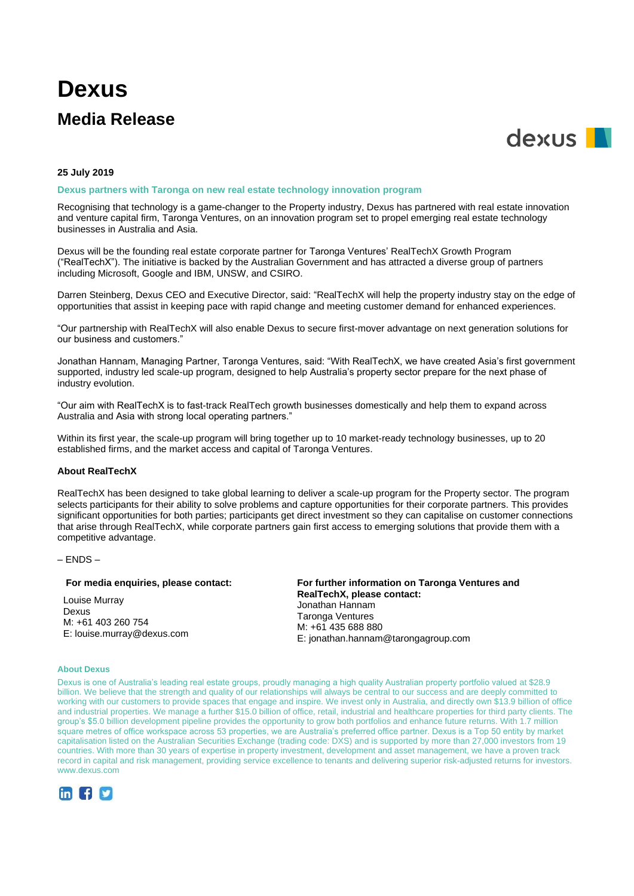# Dexus

## Media Release

**25 July 2019**

**Dexus partners with Taronga on new real estate technology innovation program**

Recognising that technology is a game-changer to the Property industry, Dexus has partnered with real estate innovation and venture capital firm, Taronga Ventures, on an innovation program set to propel emerging real estate technology businesses in Australia and Asia.

Dexus will be the founding real estate corporate partner for Taronga Ventures' RealTechX Growth Program ("RealTechX"). The initiative is backed by the Australian Government and has attracted a diverse group of partners including Microsoft, Google and IBM, UNSW, and CSIRO.

Darren Steinberg, Dexus CEO and Executive Director, said: "RealTechX will help the property industry stay on the edge of opportunities that assist in keeping pace with rapid change and meeting customer demand for enhanced experiences.

"Our partnership with RealTechX will also enable Dexus to secure first-mover advantage on next generation solutions for our business and customers."

Jonathan Hannam, Managing Partner, Taronga Ventures, said: "With RealTechX, we have created Asia's first government supported, industry led scale-up program, designed to help Australia's property sector prepare for the next phase of industry evolution.

"Our aim with RealTechX is to fast-track RealTech growth businesses domestically and help them to expand across Australia and Asia with strong local operating partners."

Within its first year, the scale-up program will bring together up to 10 market-ready technology businesses, up to 20 established firms, and the market access and capital of Taronga Ventures.

**About RealTechX**

RealTechX has been designed to take global learning to deliver a scale-up program for the Property sector. The program selects participants for their ability to solve problems and capture opportunities for their corporate partners. This provides significant opportunities for both parties; participants get direct investment so they can capitalise on customer connections that arise through RealTechX, while corporate partners gain first access to emerging solutions that provide them with a competitive advantage.

– ENDS –

**For media enquiries, please contact:**

Louise Murray
Dexus
M: +61 403 260 754
E: louise.murray@dexus.com

**For further information on Taronga Ventures and RealTechX, please contact:**

Jonathan Hannam
Taronga Ventures
M: +61 435 688 880
E: jonathan.hannam@tarongagroup.com

**About Dexus**

Dexus is one of Australia's leading real estate groups, proudly managing a high quality Australian property portfolio valued at $28.9 billion. We believe that the strength and quality of our relationships will always be central to our success and are deeply committed to working with our customers to provide spaces that engage and inspire. We invest only in Australia, and directly own $13.9 billion of office and industrial properties. We manage a further $15.0 billion of office, retail, industrial and healthcare properties for third party clients. The group's $5.0 billion development pipeline provides the opportunity to grow both portfolios and enhance future returns. With 1.7 million square metres of office workspace across 53 properties, we are Australia's preferred office partner. Dexus is a Top 50 entity by market capitalisation listed on the Australian Securities Exchange (trading code: DXS) and is supported by more than 27,000 investors from 19 countries. With more than 30 years of expertise in property investment, development and asset management, we have a proven track record in capital and risk management, providing service excellence to tenants and delivering superior risk-adjusted returns for investors. www.dexus.com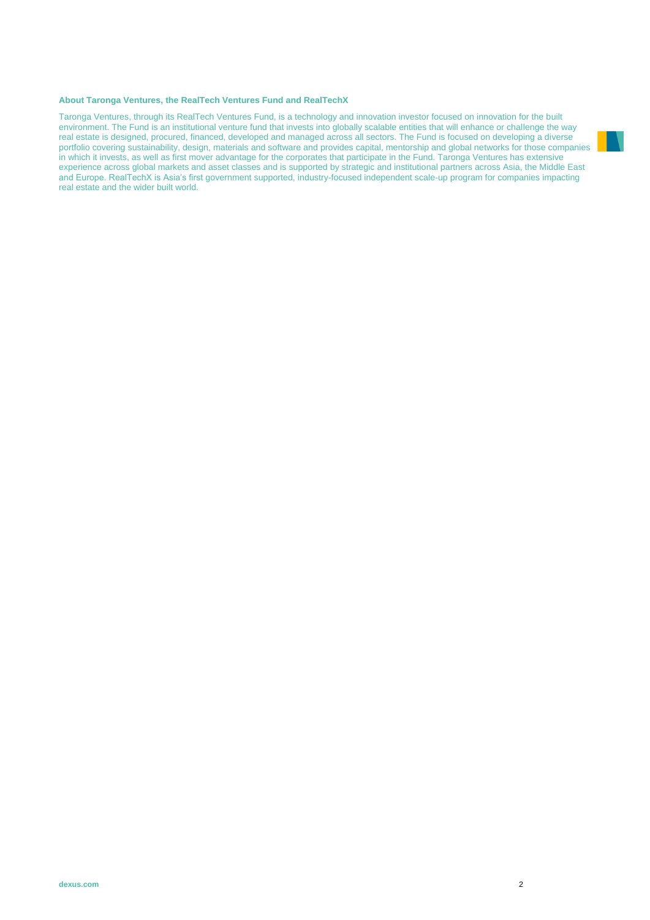**About Taronga Ventures, the RealTech Ventures Fund and RealTechX**

Taronga Ventures, through its RealTech Ventures Fund, is a technology and innovation investor focused on innovation for the built environment. The Fund is an institutional venture fund that invests into globally scalable entities that will enhance or challenge the way real estate is designed, procured, financed, developed and managed across all sectors. The Fund is focused on developing a diverse portfolio covering sustainability, design, materials and software and provides capital, mentorship and global networks for those companies in which it invests, as well as first mover advantage for the corporates that participate in the Fund. Taronga Ventures has extensive experience across global markets and asset classes and is supported by strategic and institutional partners across Asia, the Middle East and Europe. RealTechX is Asia's first government supported, industry-focused independent scale-up program for companies impacting real estate and the wider built world.